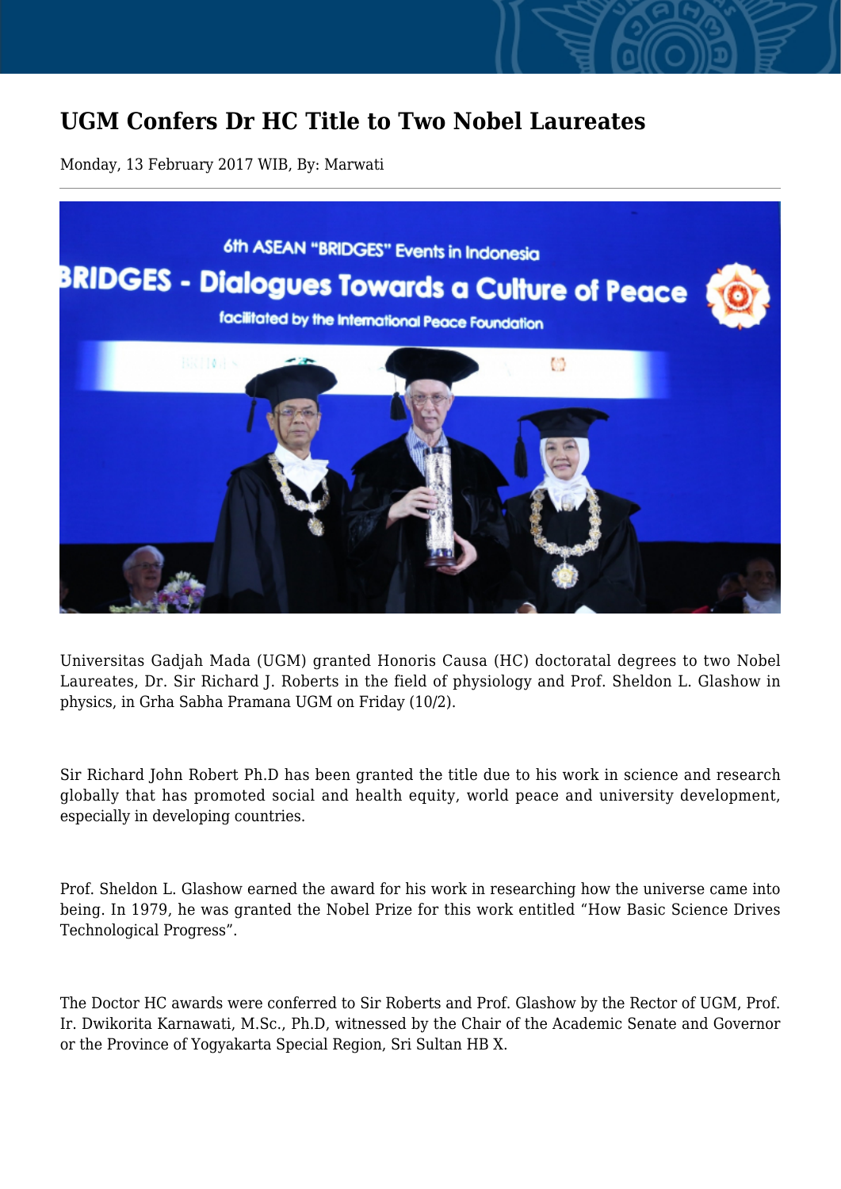# UGM Confers Dr HC Title to Two Nobel Laureates

Monday, 13 February 2017 WIB, By: Marwati

---

Universitas Gadjah Mada (UGM) granted Honoris Causa (HC) doctoratal degrees to two Nobel Laureates, Dr. Sir Richard J. Roberts in the field of physiology and Prof. Sheldon L. Glashow in physics, in Grha Sabha Pramana UGM on Friday (10/2).

Sir Richard John Robert Ph.D has been granted the title due to his work in science and research globally that has promoted social and health equity, world peace and university development, especially in developing countries.

Prof. Sheldon L. Glashow earned the award for his work in researching how the universe came into being. In 1979, he was granted the Nobel Prize for this work entitled "How Basic Science Drives Technological Progress".

The Doctor HC awards were conferred to Sir Roberts and Prof. Glashow by the Rector of UGM, Prof. Ir. Dwikorita Karnawati, M.Sc., Ph.D, witnessed by the Chair of the Academic Senate and Governor or the Province of Yogyakarta Special Region, Sri Sultan HB X.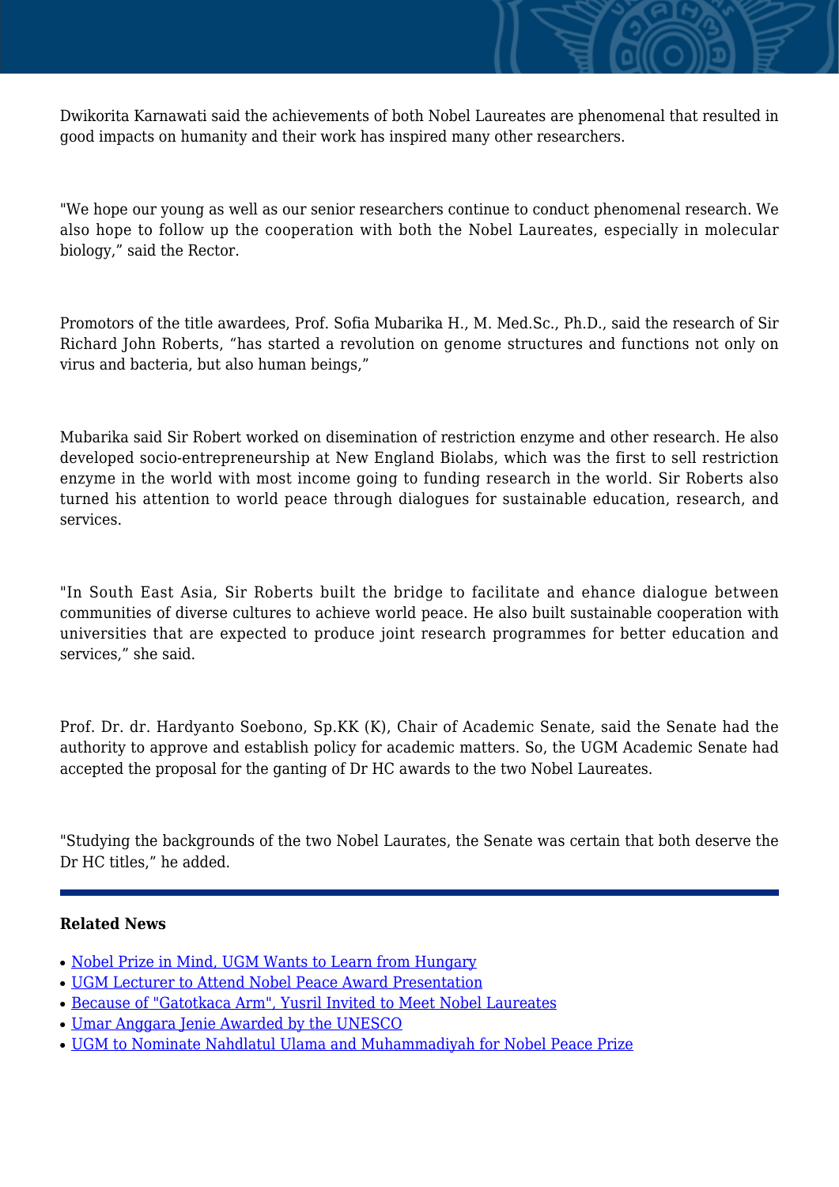Dwikorita Karnawati said the achievements of both Nobel Laureates are phenomenal that resulted in good impacts on humanity and their work has inspired many other researchers.

"We hope our young as well as our senior researchers continue to conduct phenomenal research. We also hope to follow up the cooperation with both the Nobel Laureates, especially in molecular biology," said the Rector.

Promotors of the title awardees, Prof. Sofia Mubarika H., M. Med.Sc., Ph.D., said the research of Sir Richard John Roberts, "has started a revolution on genome structures and functions not only on virus and bacteria, but also human beings,"

Mubarika said Sir Robert worked on disemination of restriction enzyme and other research. He also developed socio-entrepreneurship at New England Biolabs, which was the first to sell restriction enzyme in the world with most income going to funding research in the world. Sir Roberts also turned his attention to world peace through dialogues for sustainable education, research, and services.

"In South East Asia, Sir Roberts built the bridge to facilitate and ehance dialogue between communities of diverse cultures to achieve world peace. He also built sustainable cooperation with universities that are expected to produce joint research programmes for better education and services," she said.

Prof. Dr. dr. Hardyanto Soebono, Sp.KK (K), Chair of Academic Senate, said the Senate had the authority to approve and establish policy for academic matters. So, the UGM Academic Senate had accepted the proposal for the ganting of Dr HC awards to the two Nobel Laureates.

"Studying the backgrounds of the two Nobel Laurates, the Senate was certain that both deserve the Dr HC titles," he added.

---

**Related News**

- Nobel Prize in Mind, UGM Wants to Learn from Hungary
- UGM Lecturer to Attend Nobel Peace Award Presentation
- Because of "Gatotkaca Arm", Yusril Invited to Meet Nobel Laureates
- Umar Anggara Jenie Awarded by the UNESCO
- UGM to Nominate Nahdlatul Ulama and Muhammadiyah for Nobel Peace Prize